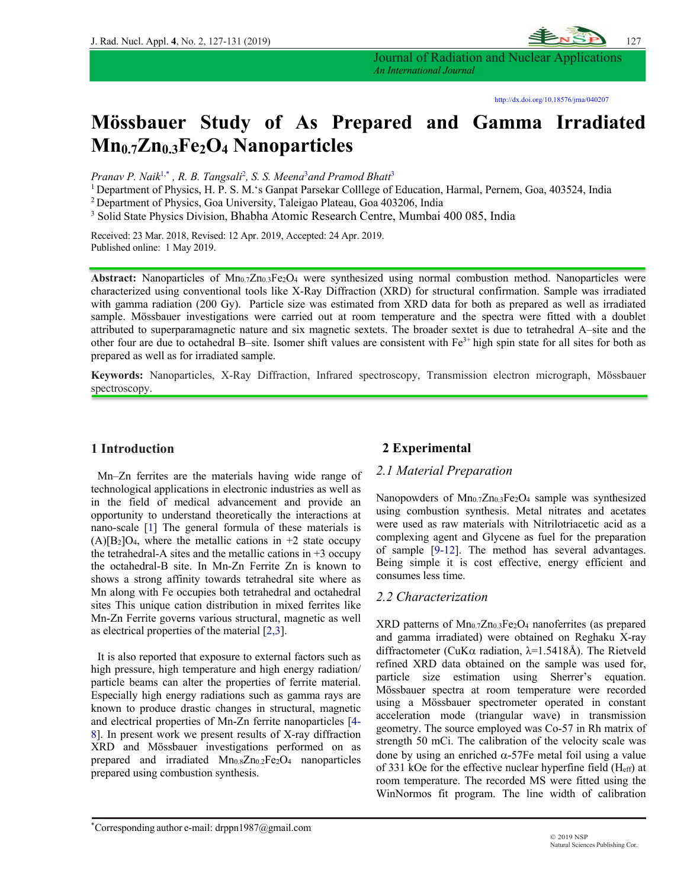# Mössbauer Study of As Prepared and Gamma Irradiated $Mn_{0.7}Zn_{0.3}Fe_2O_4$ Nanoparticles

*Pranav P. Naik*[1,*], *R. B. Tangsali*[2], *S. S. Meena*[3] *and Pramod Bhatt*[3]

[1] Department of Physics, H. P. S. M.'s Ganpat Parsekar Colllege of Education, Harmal, Pernem, Goa, 403524, India
[2] Department of Physics, Goa University, Taleigao Plateau, Goa 403206, India
[3] Solid State Physics Division, Bhabha Atomic Research Centre, Mumbai 400 085, India

Received: 23 Mar. 2018, Revised: 12 Apr. 2019, Accepted: 24 Apr. 2019.
Published online: 1 May 2019.

http://dx.doi.org/10.18576/jrna/040207

**Abstract:** Nanoparticles of $Mn_{0.7}Zn_{0.3}Fe_2O_4$ were synthesized using normal combustion method. Nanoparticles were characterized using conventional tools like X-Ray Diffraction (XRD) for structural confirmation. Sample was irradiated with gamma radiation (200 Gy). Particle size was estimated from XRD data for both as prepared as well as irradiated sample. Mössbauer investigations were carried out at room temperature and the spectra were fitted with a doublet attributed to superparamagnetic nature and six magnetic sextets. The broader sextet is due to tetrahedral A–site and the other four are due to octahedral B–site. Isomer shift values are consistent with $Fe^{3+}$ high spin state for all sites for both as prepared as well as for irradiated sample.

**Keywords:** Nanoparticles, X-Ray Diffraction, Infrared spectroscopy, Transmission electron micrograph, Mössbauer spectroscopy.

## 1 Introduction

Mn–Zn ferrites are the materials having wide range of technological applications in electronic industries as well as in the field of medical advancement and provide an opportunity to understand theoretically the interactions at nano-scale [1] The general formula of these materials is $(A)[B_2]O_4$, where the metallic cations in +2 state occupy the tetrahedral-A sites and the metallic cations in +3 occupy the octahedral-B site. In Mn-Zn Ferrite Zn is known to shows a strong affinity towards tetrahedral site where as Mn along with Fe occupies both tetrahedral and octahedral sites This unique cation distribution in mixed ferrites like Mn-Zn Ferrite governs various structural, magnetic as well as electrical properties of the material [2,3].

It is also reported that exposure to external factors such as high pressure, high temperature and high energy radiation/ particle beams can alter the properties of ferrite material. Especially high energy radiations such as gamma rays are known to produce drastic changes in structural, magnetic and electrical properties of Mn-Zn ferrite nanoparticles [4-8]. In present work we present results of X-ray diffraction XRD and Mössbauer investigations performed on as prepared and irradiated $Mn_{0.8}Zn_{0.2}Fe_2O_4$ nanoparticles prepared using combustion synthesis.

## 2 Experimental

### 2.1 Material Preparation

Nanopowders of $Mn_{0.7}Zn_{0.3}Fe_2O_4$ sample was synthesized using combustion synthesis. Metal nitrates and acetates were used as raw materials with Nitrilotriacetic acid as a complexing agent and Glycene as fuel for the preparation of sample [9-12]. The method has several advantages. Being simple it is cost effective, energy efficient and consumes less time.

### 2.2 Characterization

XRD patterns of $Mn_{0.7}Zn_{0.3}Fe_2O_4$ nanoferrites (as prepared and gamma irradiated) were obtained on Reghaku X-ray diffractometer (CuK$\alpha$ radiation, $\lambda$=1.5418Å). The Rietveld refined XRD data obtained on the sample was used for, particle size estimation using Sherrer's equation. Mössbauer spectra at room temperature were recorded using a Mössbauer spectrometer operated in constant acceleration mode (triangular wave) in transmission geometry. The source employed was Co-57 in Rh matrix of strength 50 mCi. The calibration of the velocity scale was done by using an enriched $\alpha$-57Fe metal foil using a value of 331 kOe for the effective nuclear hyperfine field ($H_{eff}$) at room temperature. The recorded MS were fitted using the WinNormos fit program. The line width of calibration

*Corresponding author e-mail: drppn1987@gmail.com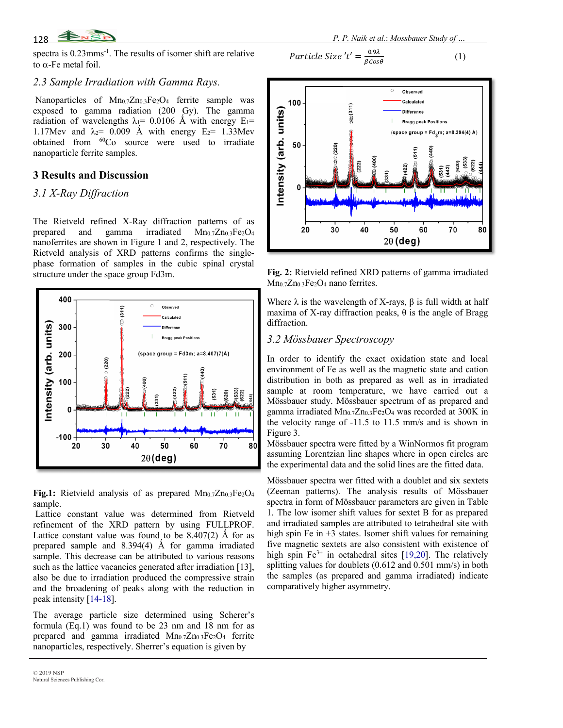spectra is 0.23mms$^{-1}$. The results of isomer shift are relative to α-Fe metal foil.

### 2.3 Sample Irradiation with Gamma Rays.

Nanoparticles of $Mn_{0.7}Zn_{0.3}Fe_2O_4$ ferrite sample was exposed to gamma radiation (200 Gy). The gamma radiation of wavelengths $\lambda_1$= 0.0106 Å with energy $E_1$= 1.17Mev and $\lambda_2$= 0.009 Å with energy $E_2$= 1.33Mev obtained from $^{60}Co$ source were used to irradiate nanoparticle ferrite samples.

## 3 Results and Discussion

### 3.1 X-Ray Diffraction

The Rietveld refined X-Ray diffraction patterns of as prepared and gamma irradiated $Mn_{0.7}Zn_{0.3}Fe_2O_4$ nanoferrites are shown in Figure 1 and 2, respectively. The Rietveld analysis of XRD patterns confirms the single-phase formation of samples in the cubic spinal crystal structure under the space group Fd3m.

**Fig.1:** Rietveld analysis of as prepared $Mn_{0.7}Zn_{0.3}Fe_2O_4$ sample.

Lattice constant value was determined from Rietveld refinement of the XRD pattern by using FULLPROF. Lattice constant value was found to be 8.407(2) Å for as prepared sample and 8.394(4) Å for gamma irradiated sample. This decrease can be attributed to various reasons such as the lattice vacancies generated after irradiation [13], also be due to irradiation produced the compressive strain and the broadening of peaks along with the reduction in peak intensity [14-18].

The average particle size determined using Scherer's formula (Eq.1) was found to be 23 nm and 18 nm for as prepared and gamma irradiated $Mn_{0.7}Zn_{0.3}Fe_2O_4$ ferrite nanoparticles, respectively. Sherrer's equation is given by

$$Particle\ Size\ 't' = \frac{0.9\lambda}{\beta Cos\theta} \quad (1)$$

**Fig. 2:** Rietveld refined XRD patterns of gamma irradiated $Mn_{0.7}Zn_{0.3}Fe_2O_4$ nano ferrites.

Where λ is the wavelength of X-rays, β is full width at half maxima of X-ray diffraction peaks, θ is the angle of Bragg diffraction.

### 3.2 Mössbauer Spectroscopy

In order to identify the exact oxidation state and local environment of Fe as well as the magnetic state and cation distribution in both as prepared as well as in irradiated sample at room temperature, we have carried out a Mössbauer study. Mössbauer spectrum of as prepared and gamma irradiated $Mn_{0.7}Zn_{0.3}Fe_2O_4$ was recorded at 300K in the velocity range of -11.5 to 11.5 mm/s and is shown in Figure 3.

Mössbauer spectra were fitted by a WinNormos fit program assuming Lorentzian line shapes where in open circles are the experimental data and the solid lines are the fitted data.

Mössbauer spectra wer fitted with a doublet and six sextets (Zeeman patterns). The analysis results of Mössbauer spectra in form of Mössbauer parameters are given in Table 1. The low isomer shift values for sextet B for as prepared and irradiated samples are attributed to tetrahedral site with high spin Fe in +3 states. Isomer shift values for remaining five magnetic sextets are also consistent with existence of high spin $Fe^{3+}$ in octahedral sites [19,20]. The relatively splitting values for doublets (0.612 and 0.501 mm/s) in both the samples (as prepared and gamma irradiated) indicate comparatively higher asymmetry.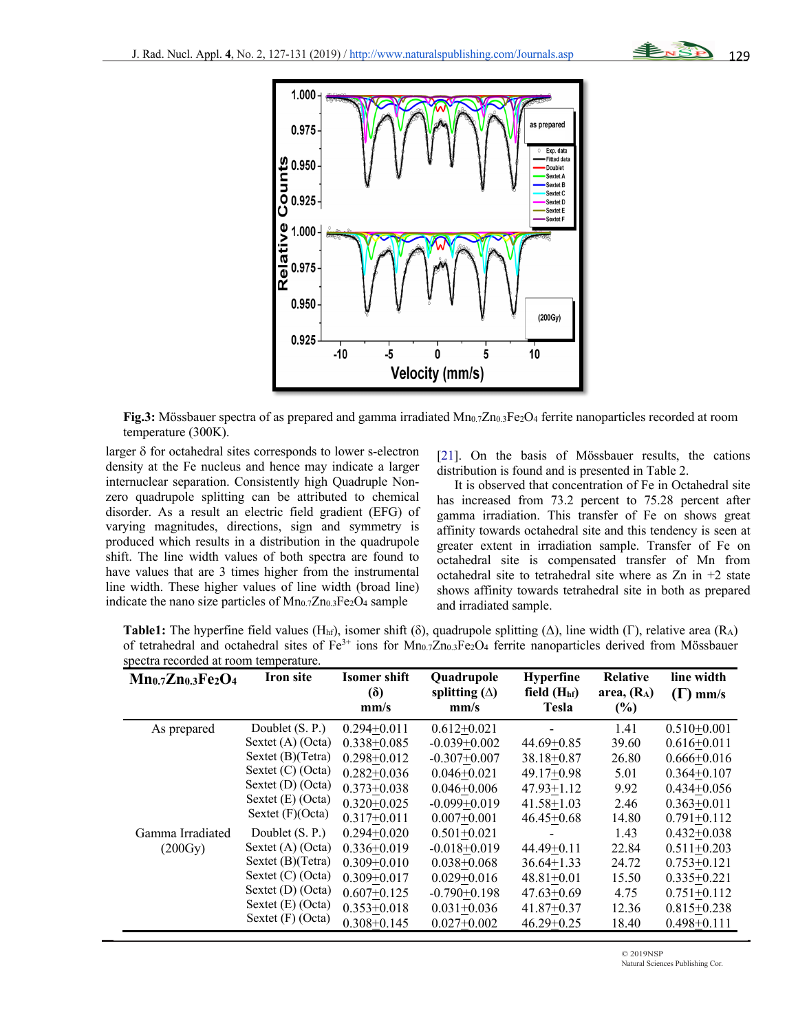**Fig.3:** Mössbauer spectra of as prepared and gamma irradiated $Mn_{0.7}Zn_{0.3}Fe_2O_4$ ferrite nanoparticles recorded at room temperature (300K).

larger δ for octahedral sites corresponds to lower s-electron density at the Fe nucleus and hence may indicate a larger internuclear separation. Consistently high Quadruple Non-zero quadrupole splitting can be attributed to chemical disorder. As a result an electric field gradient (EFG) of varying magnitudes, directions, sign and symmetry is produced which results in a distribution in the quadrupole shift. The line width values of both spectra are found to have values that are 3 times higher from the instrumental line width. These higher values of line width (broad line) indicate the nano size particles of $Mn_{0.7}Zn_{0.3}Fe_2O_4$ sample [21]. On the basis of Mössbauer results, the cations distribution is found and is presented in Table 2.

It is observed that concentration of Fe in Octahedral site has increased from 73.2 percent to 75.28 percent after gamma irradiation. This transfer of Fe on shows great affinity towards octahedral site and this tendency is seen at greater extent in irradiation sample. Transfer of Fe on octahedral site is compensated transfer of Mn from octahedral site to tetrahedral site where as Zn in +2 state shows affinity towards tetrahedral site in both as prepared and irradiated sample.

**Table1:** The hyperfine field values ($H_{hf}$), isomer shift (δ), quadrupole splitting (Δ), line width (Γ), relative area ($R_A$) of tetrahedral and octahedral sites of $Fe^{3+}$ ions for $Mn_{0.7}Zn_{0.3}Fe_2O_4$ ferrite nanoparticles derived from Mössbauer spectra recorded at room temperature.

| $Mn_{0.7}Zn_{0.3}Fe_2O_4$ | Iron site | Isomer shift (δ) mm/s | Quadrupole splitting (Δ) mm/s | Hyperfine field ($H_{hf}$) Tesla | Relative area, ($R_A$) (%) | line width (Γ) mm/s |
|---|---|---|---|---|---|---|
| As prepared | Doublet (S. P.) | 0.294±0.011 | 0.612±0.021 | - | 1.41 | 0.510±0.001 |
| | Sextet (A) (Octa) | 0.338±0.085 | -0.039±0.002 | 44.69±0.85 | 39.60 | 0.616±0.011 |
| | Sextet (B)(Tetra) | 0.298±0.012 | -0.307±0.007 | 38.18±0.87 | 26.80 | 0.666±0.016 |
| | Sextet (C) (Octa) | 0.282±0.036 | 0.046±0.021 | 49.17±0.98 | 5.01 | 0.364±0.107 |
| | Sextet (D) (Octa) | 0.373±0.038 | 0.046±0.006 | 47.93±1.12 | 9.92 | 0.434±0.056 |
| | Sextet (E) (Octa) | 0.320±0.025 | -0.099±0.019 | 41.58±1.03 | 2.46 | 0.363±0.011 |
| | Sextet (F)(Octa) | 0.317±0.011 | 0.007±0.001 | 46.45±0.68 | 14.80 | 0.791±0.112 |
| Gamma Irradiated (200Gy) | Doublet (S. P.) | 0.294±0.020 | 0.501±0.021 | - | 1.43 | 0.432±0.038 |
| | Sextet (A) (Octa) | 0.336±0.019 | -0.018±0.019 | 44.49±0.11 | 22.84 | 0.511±0.203 |
| | Sextet (B)(Tetra) | 0.309±0.010 | 0.038±0.068 | 36.64±1.33 | 24.72 | 0.753±0.121 |
| | Sextet (C) (Octa) | 0.309±0.017 | 0.029±0.016 | 48.81±0.01 | 15.50 | 0.335±0.221 |
| | Sextet (D) (Octa) | 0.607±0.125 | -0.790±0.198 | 47.63±0.69 | 4.75 | 0.751±0.112 |
| | Sextet (E) (Octa) | 0.353±0.018 | 0.031±0.036 | 41.87±0.37 | 12.36 | 0.815±0.238 |
| | Sextet (F) (Octa) | 0.308±0.145 | 0.027±0.002 | 46.29±0.25 | 18.40 | 0.498±0.111 |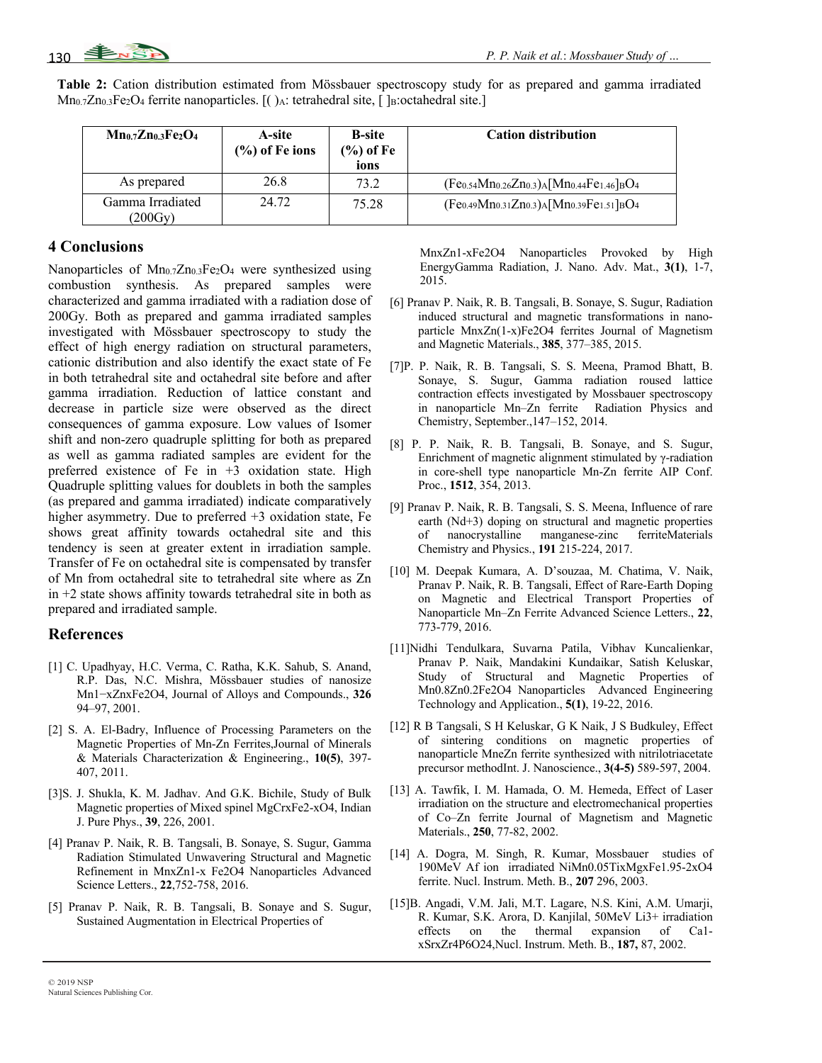**Table 2:** Cation distribution estimated from Mössbauer spectroscopy study for as prepared and gamma irradiated $Mn_{0.7}Zn_{0.3}Fe_2O_4$ ferrite nanoparticles. [( )$_A$: tetrahedral site, [ ]$_B$:octahedral site.]

| $Mn_{0.7}Zn_{0.3}Fe_2O_4$ | A-site (%) of Fe ions | B-site (%) of Fe ions | Cation distribution |
|---|---|---|---|
| As prepared | 26.8 | 73.2 | $(Fe_{0.54}Mn_{0.26}Zn_{0.3})_A[Mn_{0.44}Fe_{1.46}]_BO_4$ |
| Gamma Irradiated (200Gy) | 24.72 | 75.28 | $(Fe_{0.49}Mn_{0.31}Zn_{0.3})_A[Mn_{0.39}Fe_{1.51}]_BO_4$ |

## 4 Conclusions

Nanoparticles of $Mn_{0.7}Zn_{0.3}Fe_2O_4$ were synthesized using combustion synthesis. As prepared samples were characterized and gamma irradiated with a radiation dose of 200Gy. Both as prepared and gamma irradiated samples investigated with Mössbauer spectroscopy to study the effect of high energy radiation on structural parameters, cationic distribution and also identify the exact state of Fe in both tetrahedral site and octahedral site before and after gamma irradiation. Reduction of lattice constant and decrease in particle size were observed as the direct consequences of gamma exposure. Low values of Isomer shift and non-zero quadruple splitting for both as prepared as well as gamma radiated samples are evident for the preferred existence of Fe in +3 oxidation state. High Quadruple splitting values for doublets in both the samples (as prepared and gamma irradiated) indicate comparatively higher asymmetry. Due to preferred +3 oxidation state, Fe shows great affinity towards octahedral site and this tendency is seen at greater extent in irradiation sample. Transfer of Fe on octahedral site is compensated by transfer of Mn from octahedral site to tetrahedral site where as Zn in +2 state shows affinity towards tetrahedral site in both as prepared and irradiated sample.

## References

[1] C. Upadhyay, H.C. Verma, C. Ratha, K.K. Sahub, S. Anand, R.P. Das, N.C. Mishra, Mössbauer studies of nanosize Mn1−xZnxFe2O4, Journal of Alloys and Compounds., **326** 94–97, 2001.

[2] S. A. El-Badry, Influence of Processing Parameters on the Magnetic Properties of Mn-Zn Ferrites,Journal of Minerals & Materials Characterization & Engineering., **10(5)**, 397-407, 2011.

[3]S. J. Shukla, K. M. Jadhav. And G.K. Bichile, Study of Bulk Magnetic properties of Mixed spinel MgCrxFe2-xO4, Indian J. Pure Phys., **39**, 226, 2001.

[4] Pranav P. Naik, R. B. Tangsali, B. Sonaye, S. Sugur, Gamma Radiation Stimulated Unwavering Structural and Magnetic Refinement in MnxZn1-x Fe2O4 Nanoparticles Advanced Science Letters., **22**,752-758, 2016.

[5] Pranav P. Naik, R. B. Tangsali, B. Sonaye and S. Sugur, Sustained Augmentation in Electrical Properties of MnxZn1-xFe2O4 Nanoparticles Provoked by High EnergyGamma Radiation, J. Nano. Adv. Mat., **3(1)**, 1-7, 2015.

[6] Pranav P. Naik, R. B. Tangsali, B. Sonaye, S. Sugur, Radiation induced structural and magnetic transformations in nano-particle MnxZn(1-x)Fe2O4 ferrites Journal of Magnetism and Magnetic Materials., **385**, 377–385, 2015.

[7]P. P. Naik, R. B. Tangsali, S. S. Meena, Pramod Bhatt, B. Sonaye, S. Sugur, Gamma radiation roused lattice contraction effects investigated by Mossbauer spectroscopy in nanoparticle Mn–Zn ferrite Radiation Physics and Chemistry, September.,147–152, 2014.

[8] P. P. Naik, R. B. Tangsali, B. Sonaye, and S. Sugur, Enrichment of magnetic alignment stimulated by γ-radiation in core-shell type nanoparticle Mn-Zn ferrite AIP Conf. Proc., **1512**, 354, 2013.

[9] Pranav P. Naik, R. B. Tangsali, S. S. Meena, Influence of rare earth (Nd+3) doping on structural and magnetic properties of nanocrystalline manganese-zinc ferriteMaterials Chemistry and Physics., **191** 215-224, 2017.

[10] M. Deepak Kumara, A. D'souzaa, M. Chatima, V. Naik, Pranav P. Naik, R. B. Tangsali, Effect of Rare-Earth Doping on Magnetic and Electrical Transport Properties of Nanoparticle Mn–Zn Ferrite Advanced Science Letters., **22**, 773-779, 2016.

[11]Nidhi Tendulkara, Suvarna Patila, Vibhav Kuncalienkar, Pranav P. Naik, Mandakini Kundaikar, Satish Keluskar, Study of Structural and Magnetic Properties of Mn0.8Zn0.2Fe2O4 Nanoparticles Advanced Engineering Technology and Application., **5(1)**, 19-22, 2016.

[12] R B Tangsali, S H Keluskar, G K Naik, J S Budkuley, Effect of sintering conditions on magnetic properties of nanoparticle MneZn ferrite synthesized with nitrilotriacetate precursor methodInt. J. Nanoscience., **3(4-5)** 589-597, 2004.

[13] A. Tawfik, I. M. Hamada, O. M. Hemeda, Effect of Laser irradiation on the structure and electromechanical properties of Co–Zn ferrite Journal of Magnetism and Magnetic Materials., **250**, 77-82, 2002.

[14] A. Dogra, M. Singh, R. Kumar, Mossbauer studies of 190MeV Af ion irradiated NiMn0.05TixMgxFe1.95-2xO4 ferrite. Nucl. Instrum. Meth. B., **207** 296, 2003.

[15]B. Angadi, V.M. Jali, M.T. Lagare, N.S. Kini, A.M. Umarji, R. Kumar, S.K. Arora, D. Kanjilal, 50MeV Li3+ irradiation effects on the thermal expansion of Ca1-xSrxZr4P6O24,Nucl. Instrum. Meth. B., **187,** 87, 2002.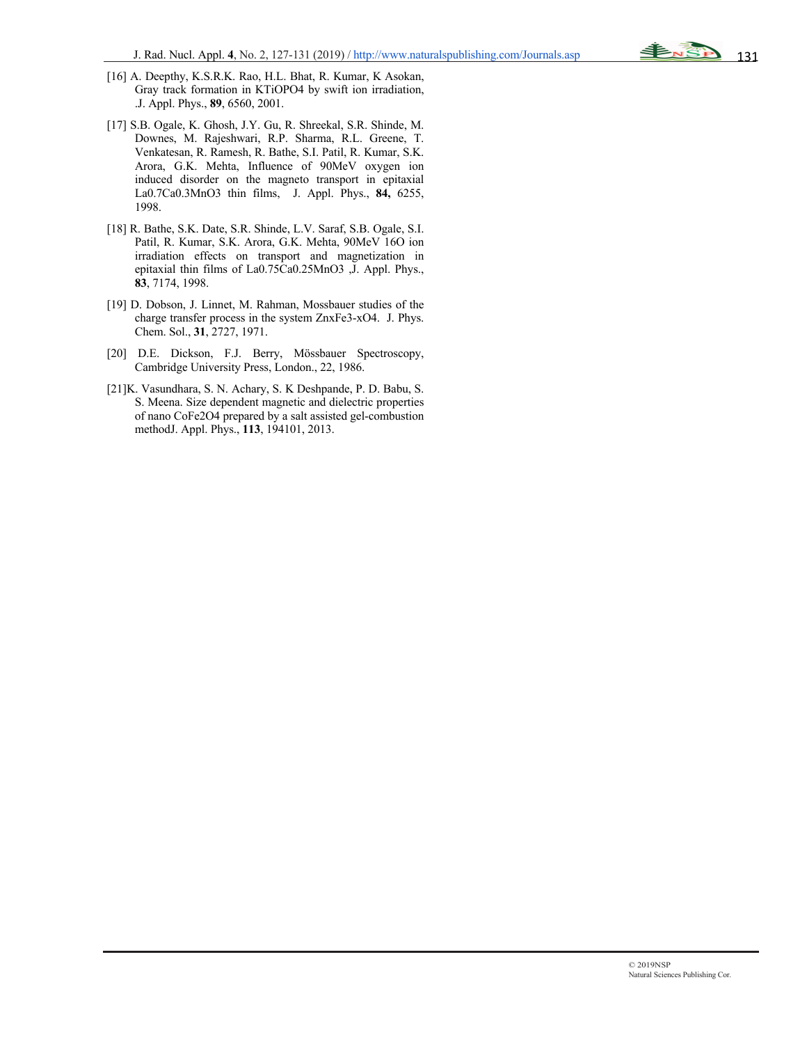[16] A. Deepthy, K.S.R.K. Rao, H.L. Bhat, R. Kumar, K Asokan, Gray track formation in $KTiOPO_4$ by swift ion irradiation, .J. Appl. Phys., **89**, 6560, 2001.

[17] S.B. Ogale, K. Ghosh, J.Y. Gu, R. Shreekal, S.R. Shinde, M. Downes, M. Rajeshwari, R.P. Sharma, R.L. Greene, T. Venkatesan, R. Ramesh, R. Bathe, S.I. Patil, R. Kumar, S.K. Arora, G.K. Mehta, Influence of 90MeV oxygen ion induced disorder on the magneto transport in epitaxial $La_{0.7}Ca_{0.3}MnO_3$ thin films, J. Appl. Phys., **84,** 6255, 1998.

[18] R. Bathe, S.K. Date, S.R. Shinde, L.V. Saraf, S.B. Ogale, S.I. Patil, R. Kumar, S.K. Arora, G.K. Mehta, 90MeV 16O ion irradiation effects on transport and magnetization in epitaxial thin films of $La_{0.75}Ca_{0.25}MnO_3$ ,J. Appl. Phys., **83**, 7174, 1998.

[19] D. Dobson, J. Linnet, M. Rahman, Mossbauer studies of the charge transfer process in the system $Zn_xFe_{3-x}O_4$. J. Phys. Chem. Sol., **31**, 2727, 1971.

[20] D.E. Dickson, F.J. Berry, Mössbauer Spectroscopy, Cambridge University Press, London., 22, 1986.

[21]K. Vasundhara, S. N. Achary, S. K Deshpande, P. D. Babu, S. S. Meena. Size dependent magnetic and dielectric properties of nano $CoFe_2O_4$ prepared by a salt assisted gel-combustion methodJ. Appl. Phys., **113**, 194101, 2013.